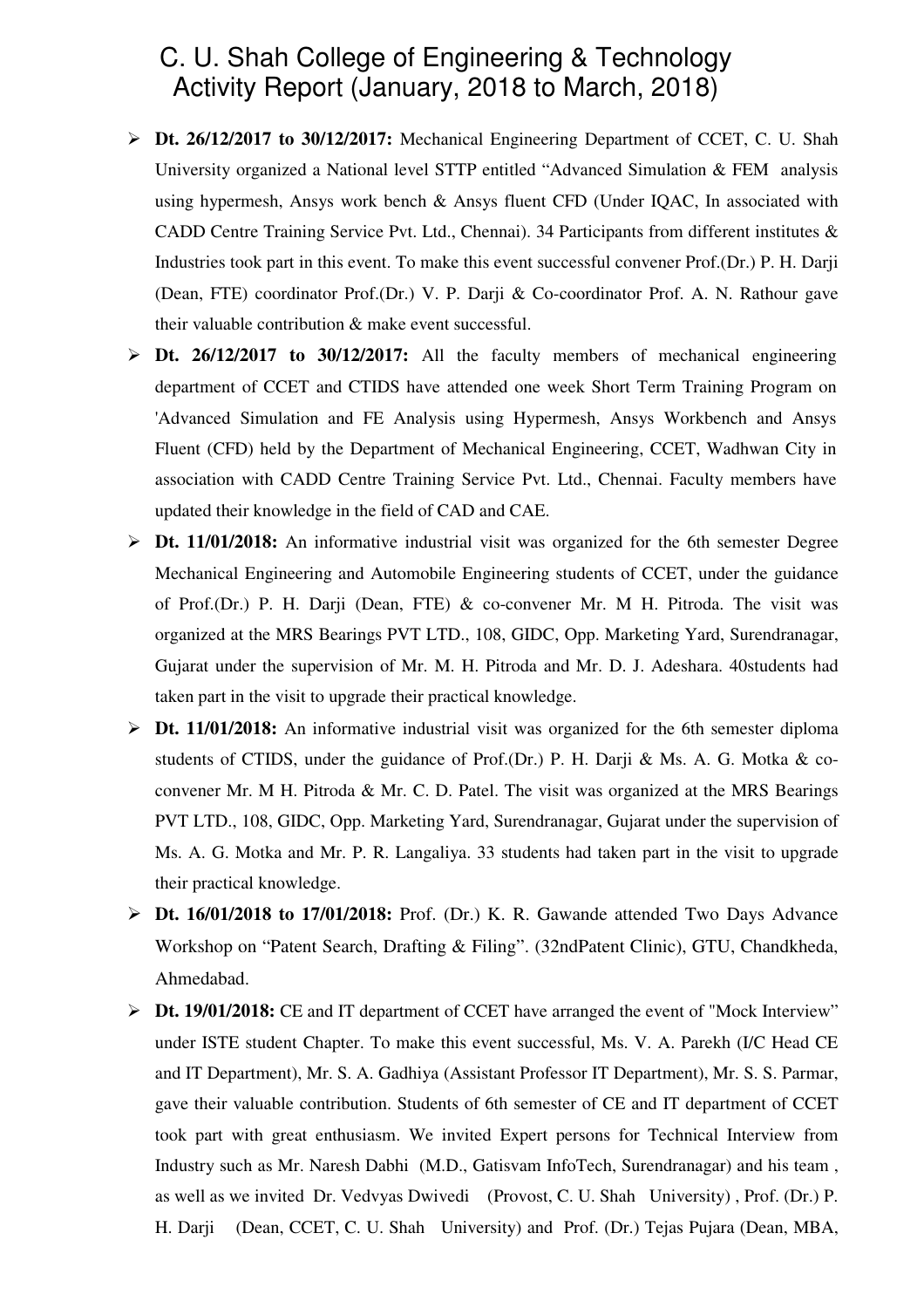# C. U. Shah College of Engineering & Technology
## Activity Report (January, 2018 to March, 2018)

- **Dt. 26/12/2017 to 30/12/2017:** Mechanical Engineering Department of CCET, C. U. Shah University organized a National level STTP entitled "Advanced Simulation & FEM analysis using hypermesh, Ansys work bench & Ansys fluent CFD (Under IQAC, In associated with CADD Centre Training Service Pvt. Ltd., Chennai). 34 Participants from different institutes & Industries took part in this event. To make this event successful convener Prof.(Dr.) P. H. Darji (Dean, FTE) coordinator Prof.(Dr.) V. P. Darji & Co-coordinator Prof. A. N. Rathour gave their valuable contribution & make event successful.
- **Dt. 26/12/2017 to 30/12/2017:** All the faculty members of mechanical engineering department of CCET and CTIDS have attended one week Short Term Training Program on 'Advanced Simulation and FE Analysis using Hypermesh, Ansys Workbench and Ansys Fluent (CFD) held by the Department of Mechanical Engineering, CCET, Wadhwan City in association with CADD Centre Training Service Pvt. Ltd., Chennai. Faculty members have updated their knowledge in the field of CAD and CAE.
- **Dt. 11/01/2018:** An informative industrial visit was organized for the 6th semester Degree Mechanical Engineering and Automobile Engineering students of CCET, under the guidance of Prof.(Dr.) P. H. Darji (Dean, FTE) & co-convener Mr. M H. Pitroda. The visit was organized at the MRS Bearings PVT LTD., 108, GIDC, Opp. Marketing Yard, Surendranagar, Gujarat under the supervision of Mr. M. H. Pitroda and Mr. D. J. Adeshara. 40students had taken part in the visit to upgrade their practical knowledge.
- **Dt. 11/01/2018:** An informative industrial visit was organized for the 6th semester diploma students of CTIDS, under the guidance of Prof.(Dr.) P. H. Darji & Ms. A. G. Motka & co-convener Mr. M H. Pitroda & Mr. C. D. Patel. The visit was organized at the MRS Bearings PVT LTD., 108, GIDC, Opp. Marketing Yard, Surendranagar, Gujarat under the supervision of Ms. A. G. Motka and Mr. P. R. Langaliya. 33 students had taken part in the visit to upgrade their practical knowledge.
- **Dt. 16/01/2018 to 17/01/2018:** Prof. (Dr.) K. R. Gawande attended Two Days Advance Workshop on "Patent Search, Drafting & Filing". (32ndPatent Clinic), GTU, Chandkheda, Ahmedabad.
- **Dt. 19/01/2018:** CE and IT department of CCET have arranged the event of "Mock Interview" under ISTE student Chapter. To make this event successful, Ms. V. A. Parekh (I/C Head CE and IT Department), Mr. S. A. Gadhiya (Assistant Professor IT Department), Mr. S. S. Parmar, gave their valuable contribution. Students of 6th semester of CE and IT department of CCET took part with great enthusiasm. We invited Expert persons for Technical Interview from Industry such as Mr. Naresh Dabhi (M.D., Gatisvam InfoTech, Surendranagar) and his team , as well as we invited Dr. Vedvyas Dwivedi (Provost, C. U. Shah University) , Prof. (Dr.) P. H. Darji (Dean, CCET, C. U. Shah University) and Prof. (Dr.) Tejas Pujara (Dean, MBA,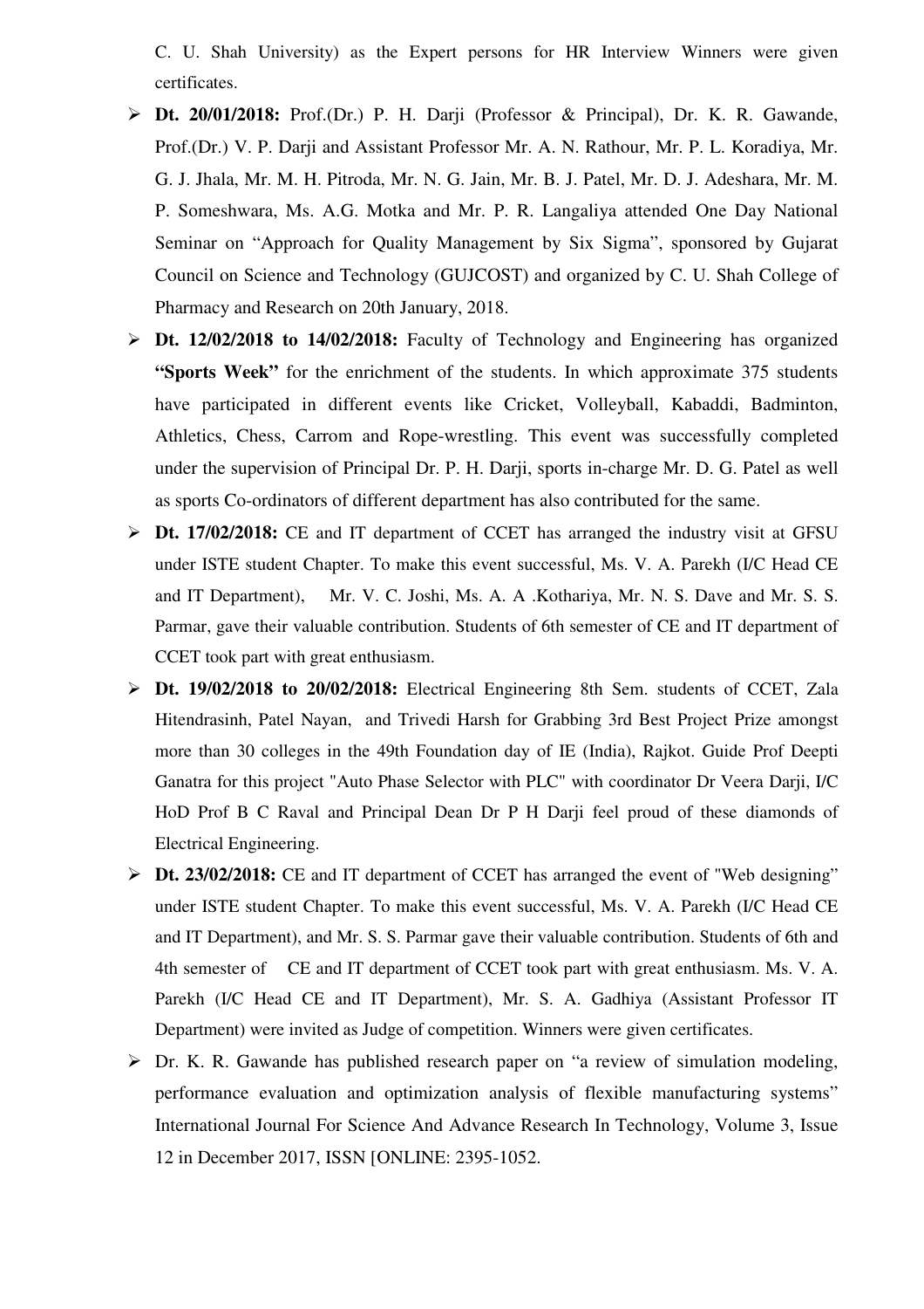C. U. Shah University) as the Expert persons for HR Interview Winners were given certificates.

- **Dt. 20/01/2018:** Prof.(Dr.) P. H. Darji (Professor & Principal), Dr. K. R. Gawande, Prof.(Dr.) V. P. Darji and Assistant Professor Mr. A. N. Rathour, Mr. P. L. Koradiya, Mr. G. J. Jhala, Mr. M. H. Pitroda, Mr. N. G. Jain, Mr. B. J. Patel, Mr. D. J. Adeshara, Mr. M. P. Someshwara, Ms. A.G. Motka and Mr. P. R. Langaliya attended One Day National Seminar on "Approach for Quality Management by Six Sigma", sponsored by Gujarat Council on Science and Technology (GUJCOST) and organized by C. U. Shah College of Pharmacy and Research on 20th January, 2018.
- **Dt. 12/02/2018 to 14/02/2018:** Faculty of Technology and Engineering has organized **"Sports Week"** for the enrichment of the students. In which approximate 375 students have participated in different events like Cricket, Volleyball, Kabaddi, Badminton, Athletics, Chess, Carrom and Rope-wrestling. This event was successfully completed under the supervision of Principal Dr. P. H. Darji, sports in-charge Mr. D. G. Patel as well as sports Co-ordinators of different department has also contributed for the same.
- **Dt. 17/02/2018:** CE and IT department of CCET has arranged the industry visit at GFSU under ISTE student Chapter. To make this event successful, Ms. V. A. Parekh (I/C Head CE and IT Department), Mr. V. C. Joshi, Ms. A. A .Kothariya, Mr. N. S. Dave and Mr. S. S. Parmar, gave their valuable contribution. Students of 6th semester of CE and IT department of CCET took part with great enthusiasm.
- **Dt. 19/02/2018 to 20/02/2018:** Electrical Engineering 8th Sem. students of CCET, Zala Hitendrasinh, Patel Nayan, and Trivedi Harsh for Grabbing 3rd Best Project Prize amongst more than 30 colleges in the 49th Foundation day of IE (India), Rajkot. Guide Prof Deepti Ganatra for this project "Auto Phase Selector with PLC" with coordinator Dr Veera Darji, I/C HoD Prof B C Raval and Principal Dean Dr P H Darji feel proud of these diamonds of Electrical Engineering.
- **Dt. 23/02/2018:** CE and IT department of CCET has arranged the event of "Web designing" under ISTE student Chapter. To make this event successful, Ms. V. A. Parekh (I/C Head CE and IT Department), and Mr. S. S. Parmar gave their valuable contribution. Students of 6th and 4th semester of CE and IT department of CCET took part with great enthusiasm. Ms. V. A. Parekh (I/C Head CE and IT Department), Mr. S. A. Gadhiya (Assistant Professor IT Department) were invited as Judge of competition. Winners were given certificates.
- Dr. K. R. Gawande has published research paper on "a review of simulation modeling, performance evaluation and optimization analysis of flexible manufacturing systems" International Journal For Science And Advance Research In Technology, Volume 3, Issue 12 in December 2017, ISSN [ONLINE: 2395-1052.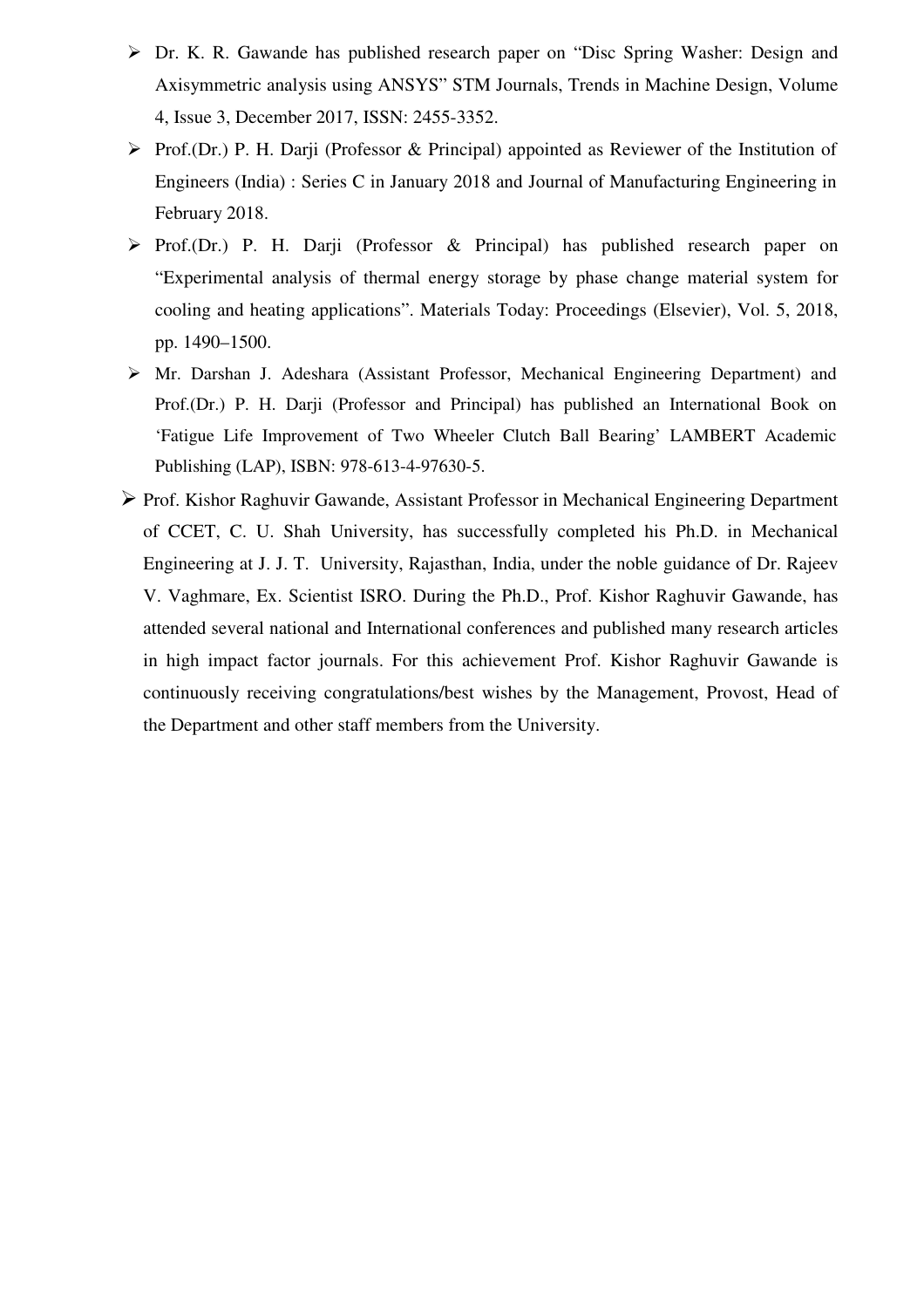- Dr. K. R. Gawande has published research paper on "Disc Spring Washer: Design and Axisymmetric analysis using ANSYS" STM Journals, Trends in Machine Design, Volume 4, Issue 3, December 2017, ISSN: 2455-3352.
- Prof.(Dr.) P. H. Darji (Professor & Principal) appointed as Reviewer of the Institution of Engineers (India) : Series C in January 2018 and Journal of Manufacturing Engineering in February 2018.
- Prof.(Dr.) P. H. Darji (Professor & Principal) has published research paper on "Experimental analysis of thermal energy storage by phase change material system for cooling and heating applications". Materials Today: Proceedings (Elsevier), Vol. 5, 2018, pp. 1490–1500.
- Mr. Darshan J. Adeshara (Assistant Professor, Mechanical Engineering Department) and Prof.(Dr.) P. H. Darji (Professor and Principal) has published an International Book on 'Fatigue Life Improvement of Two Wheeler Clutch Ball Bearing' LAMBERT Academic Publishing (LAP), ISBN: 978-613-4-97630-5.
- Prof. Kishor Raghuvir Gawande, Assistant Professor in Mechanical Engineering Department of CCET, C. U. Shah University, has successfully completed his Ph.D. in Mechanical Engineering at J. J. T. University, Rajasthan, India, under the noble guidance of Dr. Rajeev V. Vaghmare, Ex. Scientist ISRO. During the Ph.D., Prof. Kishor Raghuvir Gawande, has attended several national and International conferences and published many research articles in high impact factor journals. For this achievement Prof. Kishor Raghuvir Gawande is continuously receiving congratulations/best wishes by the Management, Provost, Head of the Department and other staff members from the University.